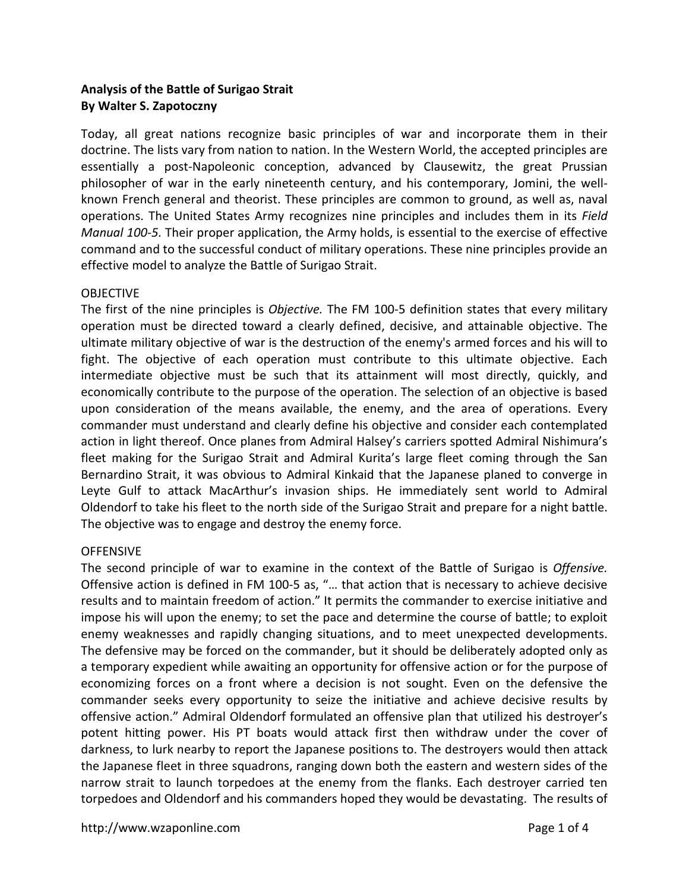**Analysis of the Battle of Surigao Strait**
**By Walter S. Zapotoczny**

Today, all great nations recognize basic principles of war and incorporate them in their doctrine. The lists vary from nation to nation. In the Western World, the accepted principles are essentially a post-Napoleonic conception, advanced by Clausewitz, the great Prussian philosopher of war in the early nineteenth century, and his contemporary, Jomini, the well-known French general and theorist. These principles are common to ground, as well as, naval operations. The United States Army recognizes nine principles and includes them in its *Field Manual 100-5.* Their proper application, the Army holds, is essential to the exercise of effective command and to the successful conduct of military operations. These nine principles provide an effective model to analyze the Battle of Surigao Strait.

OBJECTIVE

The first of the nine principles is *Objective.* The FM 100-5 definition states that every military operation must be directed toward a clearly defined, decisive, and attainable objective. The ultimate military objective of war is the destruction of the enemy's armed forces and his will to fight. The objective of each operation must contribute to this ultimate objective. Each intermediate objective must be such that its attainment will most directly, quickly, and economically contribute to the purpose of the operation. The selection of an objective is based upon consideration of the means available, the enemy, and the area of operations. Every commander must understand and clearly define his objective and consider each contemplated action in light thereof. Once planes from Admiral Halsey's carriers spotted Admiral Nishimura's fleet making for the Surigao Strait and Admiral Kurita's large fleet coming through the San Bernardino Strait, it was obvious to Admiral Kinkaid that the Japanese planed to converge in Leyte Gulf to attack MacArthur's invasion ships. He immediately sent world to Admiral Oldendorf to take his fleet to the north side of the Surigao Strait and prepare for a night battle. The objective was to engage and destroy the enemy force.

OFFENSIVE

The second principle of war to examine in the context of the Battle of Surigao is *Offensive.* Offensive action is defined in FM 100-5 as, "… that action that is necessary to achieve decisive results and to maintain freedom of action." It permits the commander to exercise initiative and impose his will upon the enemy; to set the pace and determine the course of battle; to exploit enemy weaknesses and rapidly changing situations, and to meet unexpected developments. The defensive may be forced on the commander, but it should be deliberately adopted only as a temporary expedient while awaiting an opportunity for offensive action or for the purpose of economizing forces on a front where a decision is not sought. Even on the defensive the commander seeks every opportunity to seize the initiative and achieve decisive results by offensive action." Admiral Oldendorf formulated an offensive plan that utilized his destroyer's potent hitting power. His PT boats would attack first then withdraw under the cover of darkness, to lurk nearby to report the Japanese positions to. The destroyers would then attack the Japanese fleet in three squadrons, ranging down both the eastern and western sides of the narrow strait to launch torpedoes at the enemy from the flanks. Each destroyer carried ten torpedoes and Oldendorf and his commanders hoped they would be devastating. The results of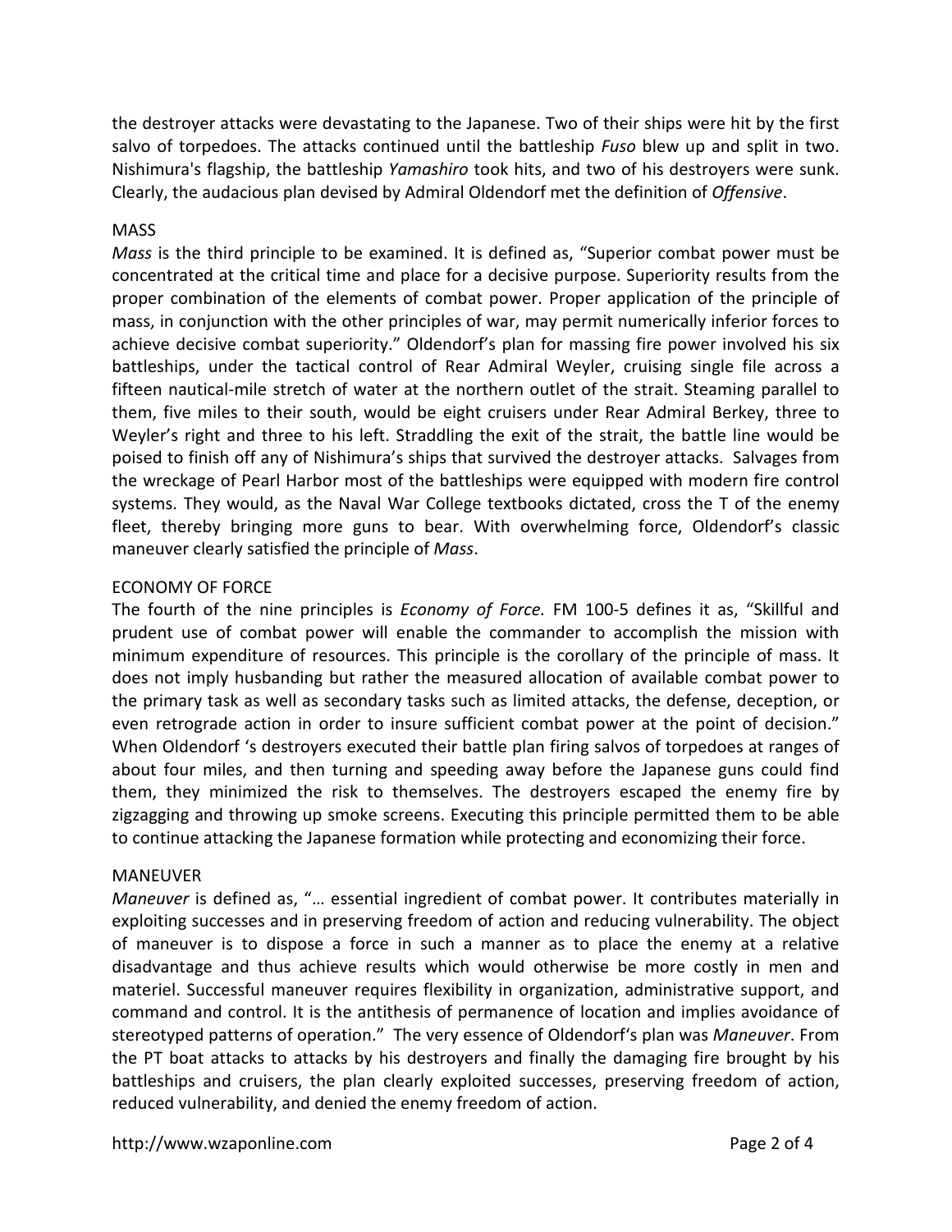the destroyer attacks were devastating to the Japanese. Two of their ships were hit by the first salvo of torpedoes. The attacks continued until the battleship *Fuso* blew up and split in two. Nishimura's flagship, the battleship *Yamashiro* took hits, and two of his destroyers were sunk. Clearly, the audacious plan devised by Admiral Oldendorf met the definition of *Offensive*.

## MASS

*Mass* is the third principle to be examined. It is defined as, "Superior combat power must be concentrated at the critical time and place for a decisive purpose. Superiority results from the proper combination of the elements of combat power. Proper application of the principle of mass, in conjunction with the other principles of war, may permit numerically inferior forces to achieve decisive combat superiority." Oldendorf's plan for massing fire power involved his six battleships, under the tactical control of Rear Admiral Weyler, cruising single file across a fifteen nautical-mile stretch of water at the northern outlet of the strait. Steaming parallel to them, five miles to their south, would be eight cruisers under Rear Admiral Berkey, three to Weyler's right and three to his left. Straddling the exit of the strait, the battle line would be poised to finish off any of Nishimura's ships that survived the destroyer attacks. Salvages from the wreckage of Pearl Harbor most of the battleships were equipped with modern fire control systems. They would, as the Naval War College textbooks dictated, cross the T of the enemy fleet, thereby bringing more guns to bear. With overwhelming force, Oldendorf's classic maneuver clearly satisfied the principle of *Mass*.

## ECONOMY OF FORCE

The fourth of the nine principles is *Economy of Force.* FM 100-5 defines it as, "Skillful and prudent use of combat power will enable the commander to accomplish the mission with minimum expenditure of resources. This principle is the corollary of the principle of mass. It does not imply husbanding but rather the measured allocation of available combat power to the primary task as well as secondary tasks such as limited attacks, the defense, deception, or even retrograde action in order to insure sufficient combat power at the point of decision." When Oldendorf 's destroyers executed their battle plan firing salvos of torpedoes at ranges of about four miles, and then turning and speeding away before the Japanese guns could find them, they minimized the risk to themselves. The destroyers escaped the enemy fire by zigzagging and throwing up smoke screens. Executing this principle permitted them to be able to continue attacking the Japanese formation while protecting and economizing their force.

## MANEUVER

*Maneuver* is defined as, "… essential ingredient of combat power. It contributes materially in exploiting successes and in preserving freedom of action and reducing vulnerability. The object of maneuver is to dispose a force in such a manner as to place the enemy at a relative disadvantage and thus achieve results which would otherwise be more costly in men and materiel. Successful maneuver requires flexibility in organization, administrative support, and command and control. It is the antithesis of permanence of location and implies avoidance of stereotyped patterns of operation." The very essence of Oldendorf's plan was *Maneuver*. From the PT boat attacks to attacks by his destroyers and finally the damaging fire brought by his battleships and cruisers, the plan clearly exploited successes, preserving freedom of action, reduced vulnerability, and denied the enemy freedom of action.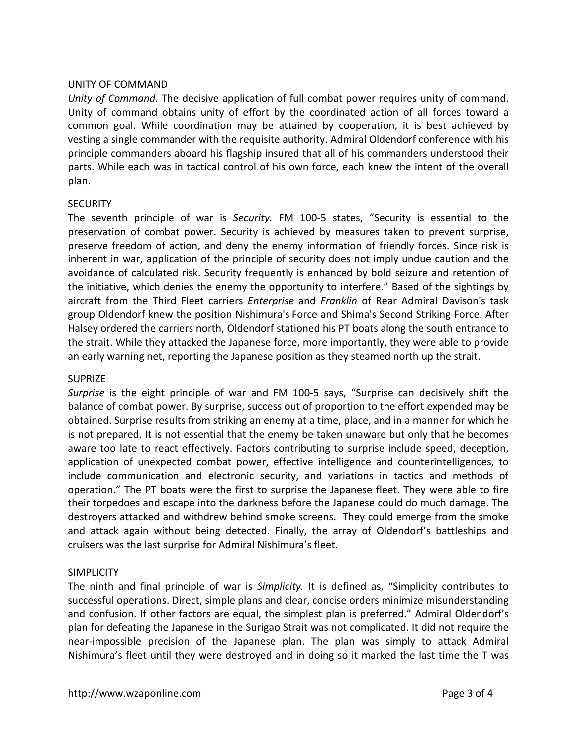## UNITY OF COMMAND

*Unity of Command.* The decisive application of full combat power requires unity of command. Unity of command obtains unity of effort by the coordinated action of all forces toward a common goal. While coordination may be attained by cooperation, it is best achieved by vesting a single commander with the requisite authority. Admiral Oldendorf conference with his principle commanders aboard his flagship insured that all of his commanders understood their parts. While each was in tactical control of his own force, each knew the intent of the overall plan.

## SECURITY

The seventh principle of war is *Security.* FM 100-5 states, "Security is essential to the preservation of combat power. Security is achieved by measures taken to prevent surprise, preserve freedom of action, and deny the enemy information of friendly forces. Since risk is inherent in war, application of the principle of security does not imply undue caution and the avoidance of calculated risk. Security frequently is enhanced by bold seizure and retention of the initiative, which denies the enemy the opportunity to interfere." Based of the sightings by aircraft from the Third Fleet carriers *Enterprise* and *Franklin* of Rear Admiral Davison's task group Oldendorf knew the position Nishimura's Force and Shima's Second Striking Force. After Halsey ordered the carriers north, Oldendorf stationed his PT boats along the south entrance to the strait. While they attacked the Japanese force, more importantly, they were able to provide an early warning net, reporting the Japanese position as they steamed north up the strait.

## SUPRIZE

*Surprise* is the eight principle of war and FM 100-5 says, "Surprise can decisively shift the balance of combat power. By surprise, success out of proportion to the effort expended may be obtained. Surprise results from striking an enemy at a time, place, and in a manner for which he is not prepared. It is not essential that the enemy be taken unaware but only that he becomes aware too late to react effectively. Factors contributing to surprise include speed, deception, application of unexpected combat power, effective intelligence and counterintelligences, to include communication and electronic security, and variations in tactics and methods of operation." The PT boats were the first to surprise the Japanese fleet. They were able to fire their torpedoes and escape into the darkness before the Japanese could do much damage. The destroyers attacked and withdrew behind smoke screens. They could emerge from the smoke and attack again without being detected. Finally, the array of Oldendorf's battleships and cruisers was the last surprise for Admiral Nishimura's fleet.

## SIMPLICITY

The ninth and final principle of war is *Simplicity.* It is defined as, "Simplicity contributes to successful operations. Direct, simple plans and clear, concise orders minimize misunderstanding and confusion. If other factors are equal, the simplest plan is preferred." Admiral Oldendorf's plan for defeating the Japanese in the Surigao Strait was not complicated. It did not require the near-impossible precision of the Japanese plan. The plan was simply to attack Admiral Nishimura's fleet until they were destroyed and in doing so it marked the last time the T was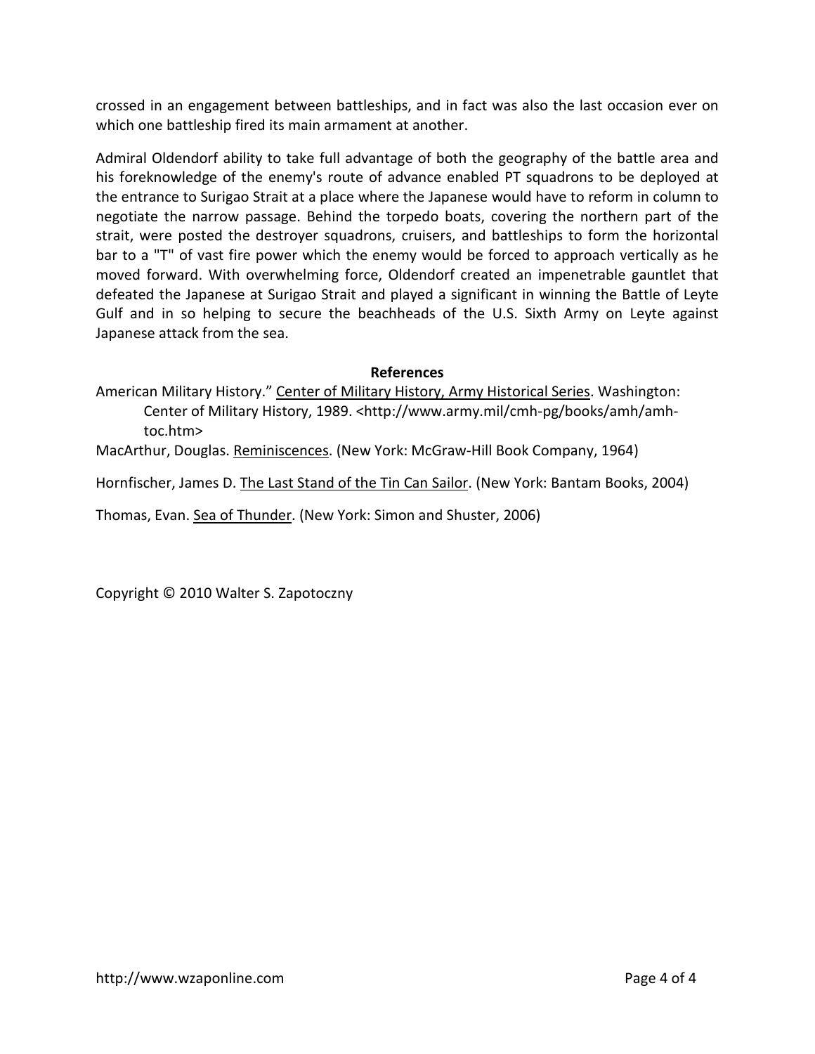crossed in an engagement between battleships, and in fact was also the last occasion ever on which one battleship fired its main armament at another.

Admiral Oldendorf ability to take full advantage of both the geography of the battle area and his foreknowledge of the enemy's route of advance enabled PT squadrons to be deployed at the entrance to Surigao Strait at a place where the Japanese would have to reform in column to negotiate the narrow passage. Behind the torpedo boats, covering the northern part of the strait, were posted the destroyer squadrons, cruisers, and battleships to form the horizontal bar to a "T" of vast fire power which the enemy would be forced to approach vertically as he moved forward. With overwhelming force, Oldendorf created an impenetrable gauntlet that defeated the Japanese at Surigao Strait and played a significant in winning the Battle of Leyte Gulf and in so helping to secure the beachheads of the U.S. Sixth Army on Leyte against Japanese attack from the sea.

**References**

American Military History." Center of Military History, Army Historical Series. Washington: Center of Military History, 1989. <http://www.army.mil/cmh-pg/books/amh/amh-toc.htm>

MacArthur, Douglas. Reminiscences. (New York: McGraw-Hill Book Company, 1964)

Hornfischer, James D. The Last Stand of the Tin Can Sailor. (New York: Bantam Books, 2004)

Thomas, Evan. Sea of Thunder. (New York: Simon and Shuster, 2006)

Copyright © 2010 Walter S. Zapotoczny